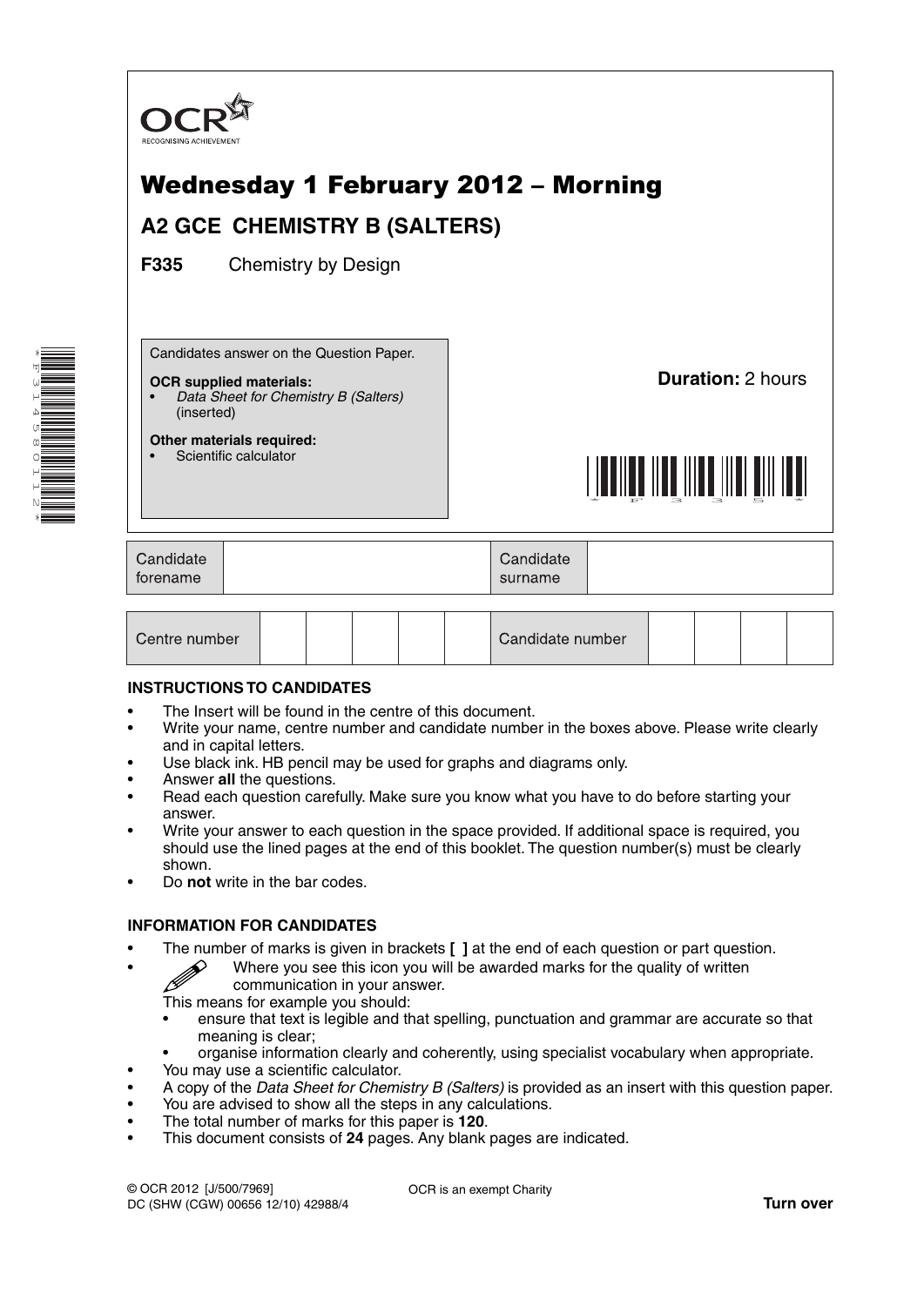OCR
RECOGNISING ACHIEVEMENT

# Wednesday 1 February 2012 – Morning

## A2 GCE CHEMISTRY B (SALTERS)

**F335** Chemistry by Design

Candidates answer on the Question Paper.

**OCR supplied materials:**
- *Data Sheet for Chemistry B (Salters)* (inserted)

**Other materials required:**
- Scientific calculator

**Duration:** 2 hours

| Candidate forename | | Candidate surname | |
|---|---|---|---|

| Centre number | | | | | | Candidate number | | | | |
|---|---|---|---|---|---|---|---|---|---|---|

**INSTRUCTIONS TO CANDIDATES**

- The Insert will be found in the centre of this document.
- Write your name, centre number and candidate number in the boxes above. Please write clearly and in capital letters.
- Use black ink. HB pencil may be used for graphs and diagrams only.
- Answer **all** the questions.
- Read each question carefully. Make sure you know what you have to do before starting your answer.
- Write your answer to each question in the space provided. If additional space is required, you should use the lined pages at the end of this booklet. The question number(s) must be clearly shown.
- Do **not** write in the bar codes.

**INFORMATION FOR CANDIDATES**

- The number of marks is given in brackets **[ ]** at the end of each question or part question.
- Where you see this icon you will be awarded marks for the quality of written communication in your answer.
  This means for example you should:
  - ensure that text is legible and that spelling, punctuation and grammar are accurate so that meaning is clear;
  - organise information clearly and coherently, using specialist vocabulary when appropriate.
- You may use a scientific calculator.
- A copy of the *Data Sheet for Chemistry B (Salters)* is provided as an insert with this question paper.
- You are advised to show all the steps in any calculations.
- The total number of marks for this paper is **120**.
- This document consists of **24** pages. Any blank pages are indicated.

© OCR 2012 [J/500/7969]
DC (SHW (CGW) 00656 12/10) 42988/4

OCR is an exempt Charity

**Turn over**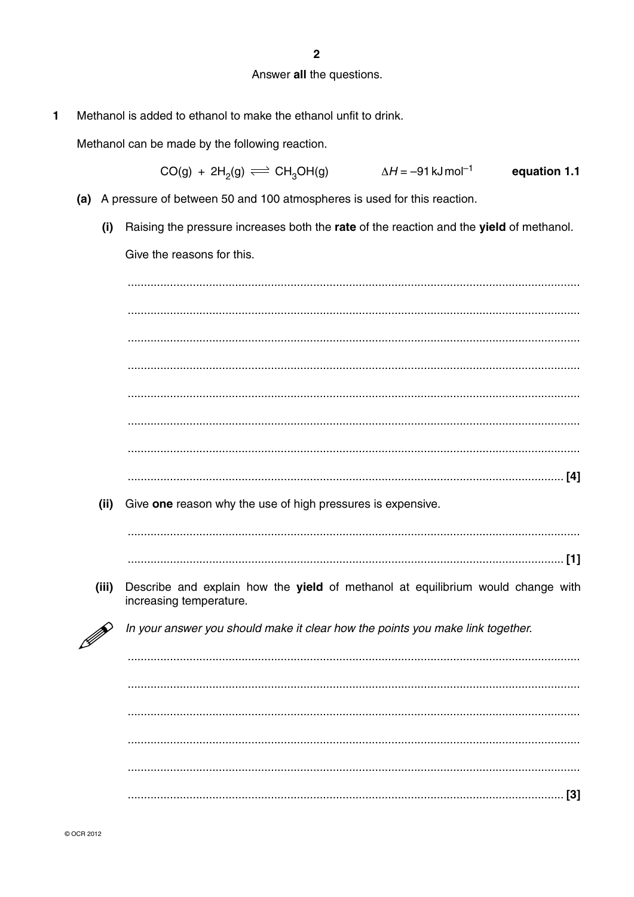Answer **all** the questions.

**1** Methanol is added to ethanol to make the ethanol unfit to drink.

Methanol can be made by the following reaction.

$$CO(g) + 2H_2(g) \rightleftharpoons CH_3OH(g) \qquad \Delta H = -91\,\text{kJ mol}^{-1} \qquad \textbf{equation 1.1}$$

**(a)** A pressure of between 50 and 100 atmospheres is used for this reaction.

**(i)** Raising the pressure increases both the **rate** of the reaction and the **yield** of methanol.

Give the reasons for this.

.......................................................................................................................................

.......................................................................................................................................

.......................................................................................................................................

.......................................................................................................................................

.......................................................................................................................................

.......................................................................................................................................

.......................................................................................................................................

....................................................................................................................................... [4]

**(ii)** Give **one** reason why the use of high pressures is expensive.

.......................................................................................................................................

....................................................................................................................................... [1]

**(iii)** Describe and explain how the **yield** of methanol at equilibrium would change with increasing temperature.

*In your answer you should make it clear how the points you make link together.*

.......................................................................................................................................

.......................................................................................................................................

.......................................................................................................................................

.......................................................................................................................................

.......................................................................................................................................

....................................................................................................................................... [3]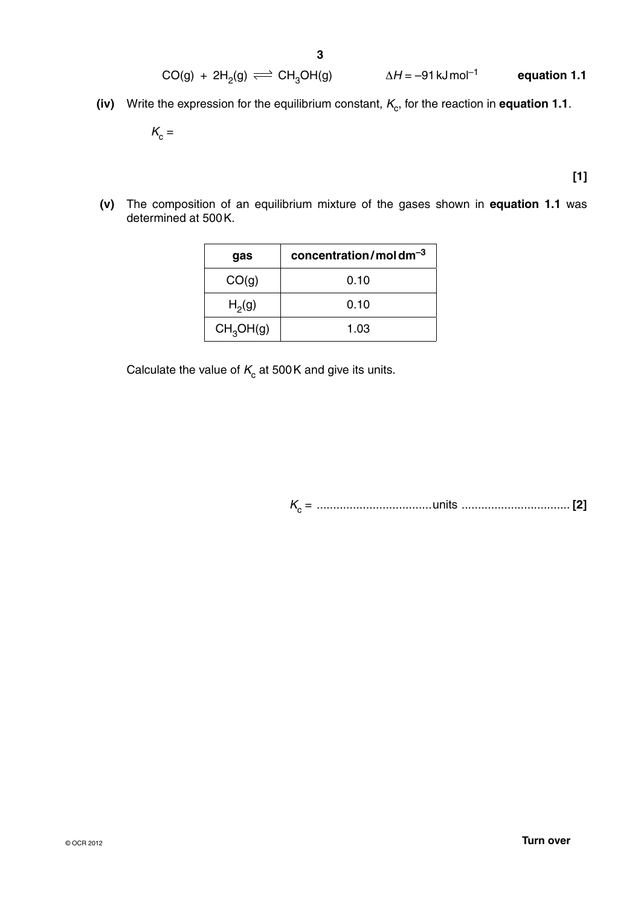$$CO(g) + 2H_2(g) \rightleftharpoons CH_3OH(g) \qquad \Delta H = -91\,\text{kJ mol}^{-1} \qquad \textbf{equation 1.1}$$

**(iv)** Write the expression for the equilibrium constant, $K_c$, for the reaction in **equation 1.1**.

$K_c =$

**[1]**

**(v)** The composition of an equilibrium mixture of the gases shown in **equation 1.1** was determined at 500 K.

| gas | concentration / mol dm$^{-3}$ |
|---|---|
| $CO(g)$ | 0.10 |
| $H_2(g)$ | 0.10 |
| $CH_3OH(g)$ | 1.03 |

Calculate the value of $K_c$ at 500 K and give its units.

$K_c$ = .................................... units ................................. **[2]**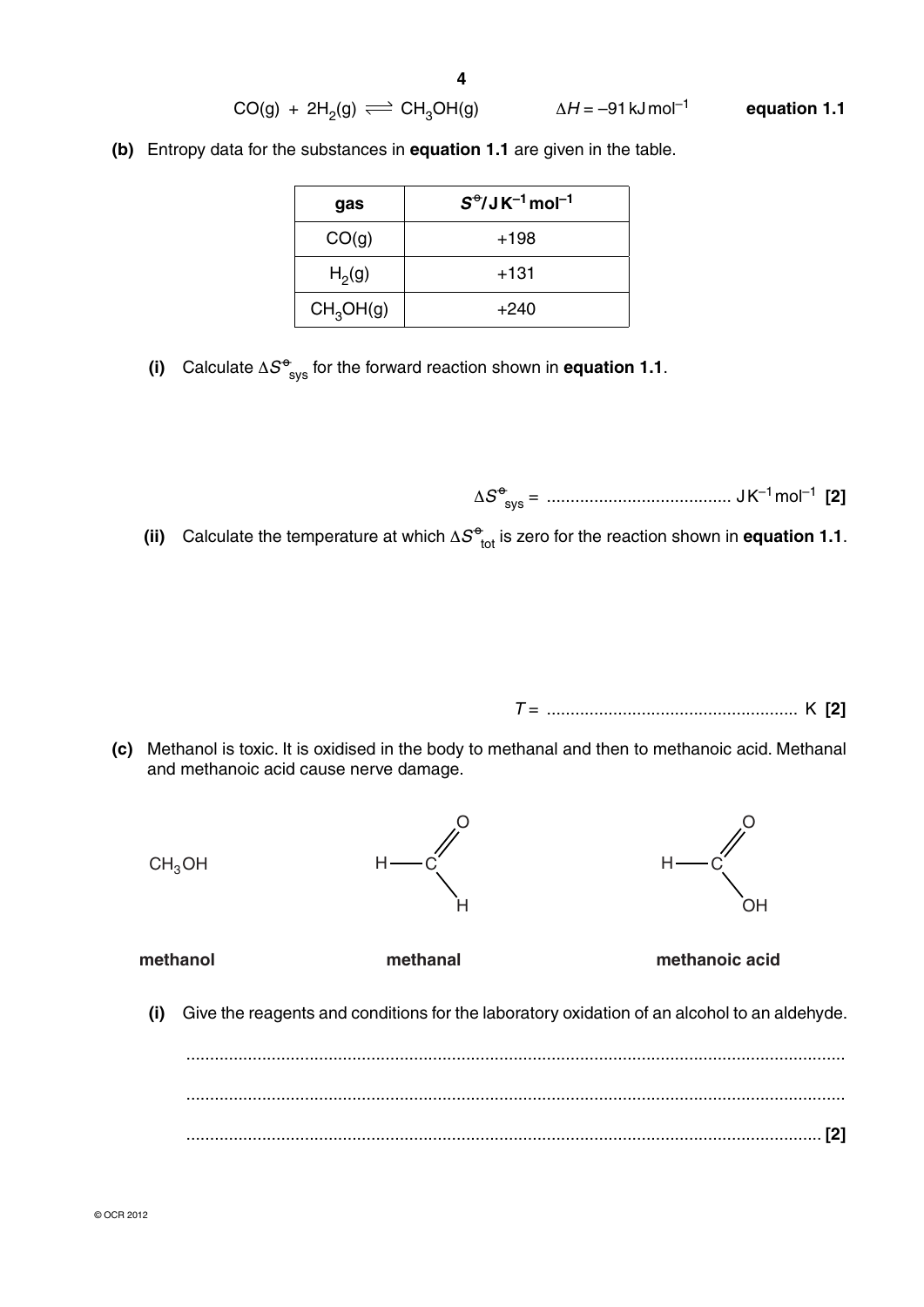$$CO(g) + 2H_2(g) \rightleftharpoons CH_3OH(g) \qquad \Delta H = -91\ \text{kJ mol}^{-1} \qquad \textbf{equation 1.1}$$

**(b)** Entropy data for the substances in **equation 1.1** are given in the table.

| gas | $S^{\ominus}$/J K$^{-1}$ mol$^{-1}$ |
|---|---|
| $CO(g)$ | +198 |
| $H_2(g)$ | +131 |
| $CH_3OH(g)$ | +240 |

**(i)** Calculate $\Delta S^{\ominus}_{sys}$ for the forward reaction shown in **equation 1.1**.

$\Delta S^{\ominus}_{sys}$ = ....................................... J K$^{-1}$ mol$^{-1}$ **[2]**

**(ii)** Calculate the temperature at which $\Delta S^{\ominus}_{tot}$ is zero for the reaction shown in **equation 1.1**.

$T$ = .................................................... K **[2]**

**(c)** Methanol is toxic. It is oxidised in the body to methanal and then to methanoic acid. Methanal and methanoic acid cause nerve damage.

| $CH_3OH$ | H—C(=O)—H | H—C(=O)—OH |
|---|---|---|
| **methanol** | **methanal** | **methanoic acid** |

**(i)** Give the reagents and conditions for the laboratory oxidation of an alcohol to an aldehyde.

..........................................................................................................................................

..........................................................................................................................................

.................................................................................................................................... **[2]**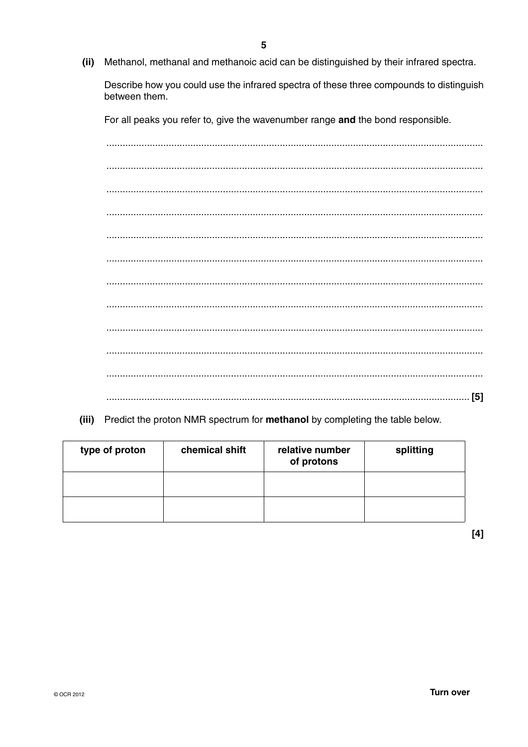(ii) Methanol, methanal and methanoic acid can be distinguished by their infrared spectra.

Describe how you could use the infrared spectra of these three compounds to distinguish between them.

For all peaks you refer to, give the wavenumber range **and** the bond responsible.

..........................................................................................................................................

..........................................................................................................................................

..........................................................................................................................................

..........................................................................................................................................

..........................................................................................................................................

..........................................................................................................................................

..........................................................................................................................................

..........................................................................................................................................

..........................................................................................................................................

..........................................................................................................................................

..........................................................................................................................................

.................................................................................................................................... [5]

(iii) Predict the proton NMR spectrum for **methanol** by completing the table below.

| type of proton | chemical shift | relative number of protons | splitting |
|---|---|---|---|
| | | | |
| | | | |

[4]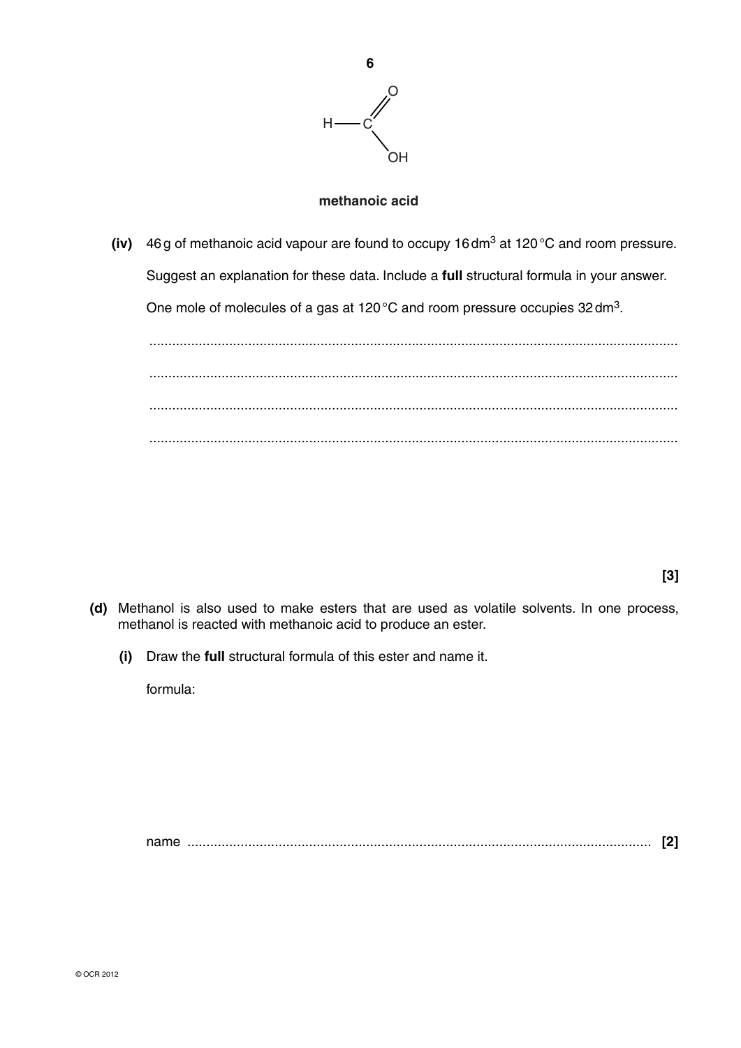$$H-C(=O)-OH$$

**methanoic acid**

**(iv)** 46 g of methanoic acid vapour are found to occupy 16 dm$^3$ at 120 °C and room pressure.

Suggest an explanation for these data. Include a **full** structural formula in your answer.

One mole of molecules of a gas at 120 °C and room pressure occupies 32 dm$^3$.

..........................................................................................................................................

..........................................................................................................................................

..........................................................................................................................................

..........................................................................................................................................

**[3]**

**(d)** Methanol is also used to make esters that are used as volatile solvents. In one process, methanol is reacted with methanoic acid to produce an ester.

**(i)** Draw the **full** structural formula of this ester and name it.

formula:

name .......................................................................................................................... **[2]**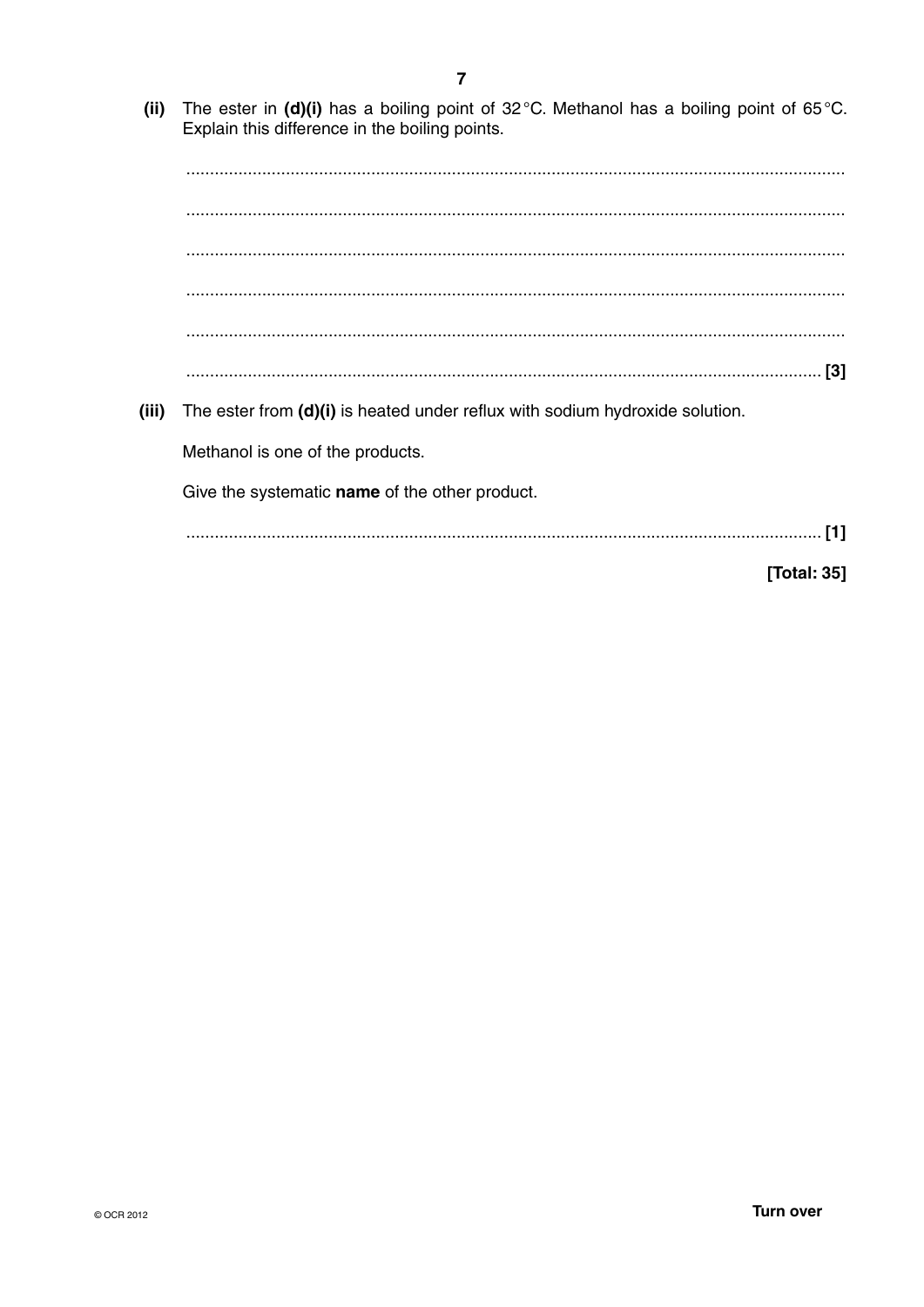**(ii)** The ester in **(d)(i)** has a boiling point of 32 °C. Methanol has a boiling point of 65 °C. Explain this difference in the boiling points.

...................................................................................................................................

...................................................................................................................................

...................................................................................................................................

...................................................................................................................................

...................................................................................................................................

............................................................................................................................... **[3]**

**(iii)** The ester from **(d)(i)** is heated under reflux with sodium hydroxide solution.

Methanol is one of the products.

Give the systematic **name** of the other product.

............................................................................................................................... **[1]**

**[Total: 35]**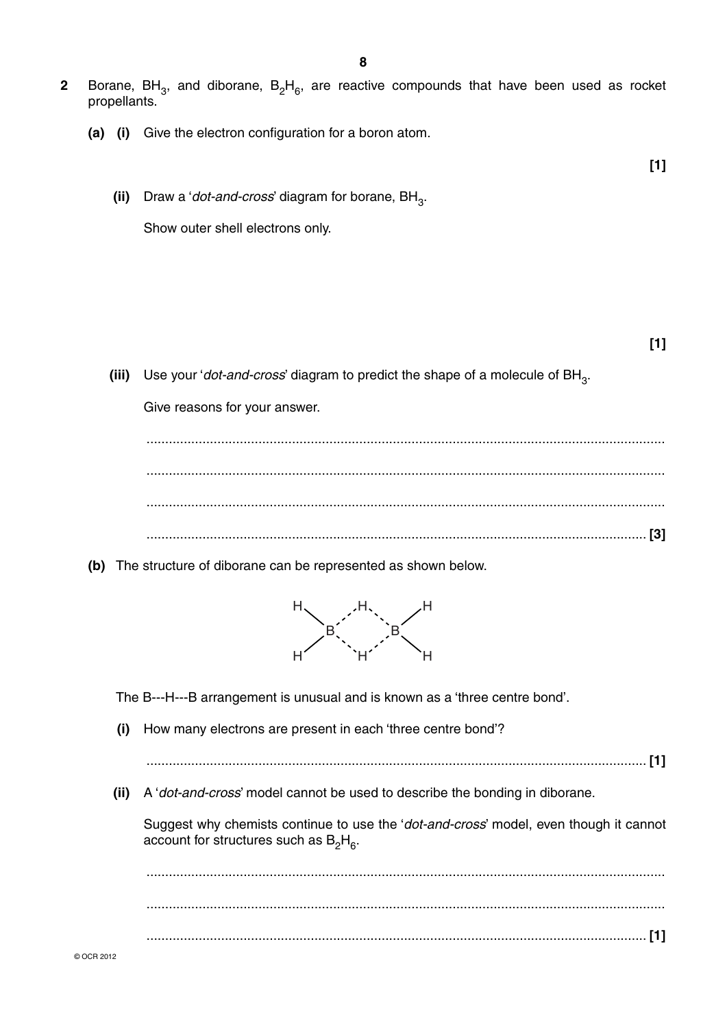**2** Borane, $BH_3$, and diborane, $B_2H_6$, are reactive compounds that have been used as rocket propellants.

**(a)** **(i)** Give the electron configuration for a boron atom.

**[1]**

**(ii)** Draw a '*dot-and-cross*' diagram for borane, $BH_3$.

Show outer shell electrons only.

**[1]**

**(iii)** Use your '*dot-and-cross*' diagram to predict the shape of a molecule of $BH_3$.

Give reasons for your answer.

..........................................................................................................................................

..........................................................................................................................................

..........................................................................................................................................

.................................................................................................................................... **[3]**

**(b)** The structure of diborane can be represented as shown below.

```
H       H       H
  \   .' '.   /
    B       B
  /   '. .'   \
H       H       H
```

The B---H---B arrangement is unusual and is known as a 'three centre bond'.

**(i)** How many electrons are present in each 'three centre bond'?

.................................................................................................................................... **[1]**

**(ii)** A '*dot-and-cross*' model cannot be used to describe the bonding in diborane.

Suggest why chemists continue to use the '*dot-and-cross*' model, even though it cannot account for structures such as $B_2H_6$.

..........................................................................................................................................

..........................................................................................................................................

.................................................................................................................................... **[1]**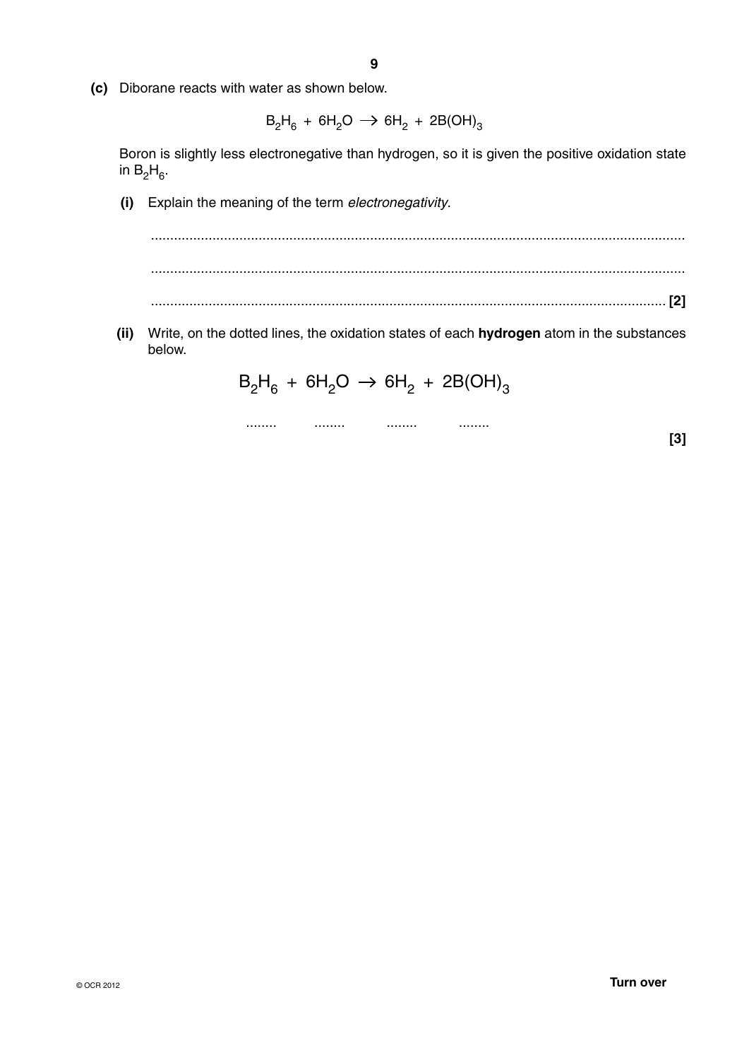**(c)** Diborane reacts with water as shown below.

$$B_2H_6 + 6H_2O \rightarrow 6H_2 + 2B(OH)_3$$

Boron is slightly less electronegative than hydrogen, so it is given the positive oxidation state in $B_2H_6$.

**(i)** Explain the meaning of the term *electronegativity*.

..........................................................................................................................................

..........................................................................................................................................

.................................................................................................................................... **[2]**

**(ii)** Write, on the dotted lines, the oxidation states of each **hydrogen** atom in the substances below.

$$B_2H_6 + 6H_2O \rightarrow 6H_2 + 2B(OH)_3$$

........ ........ ........ ........

**[3]**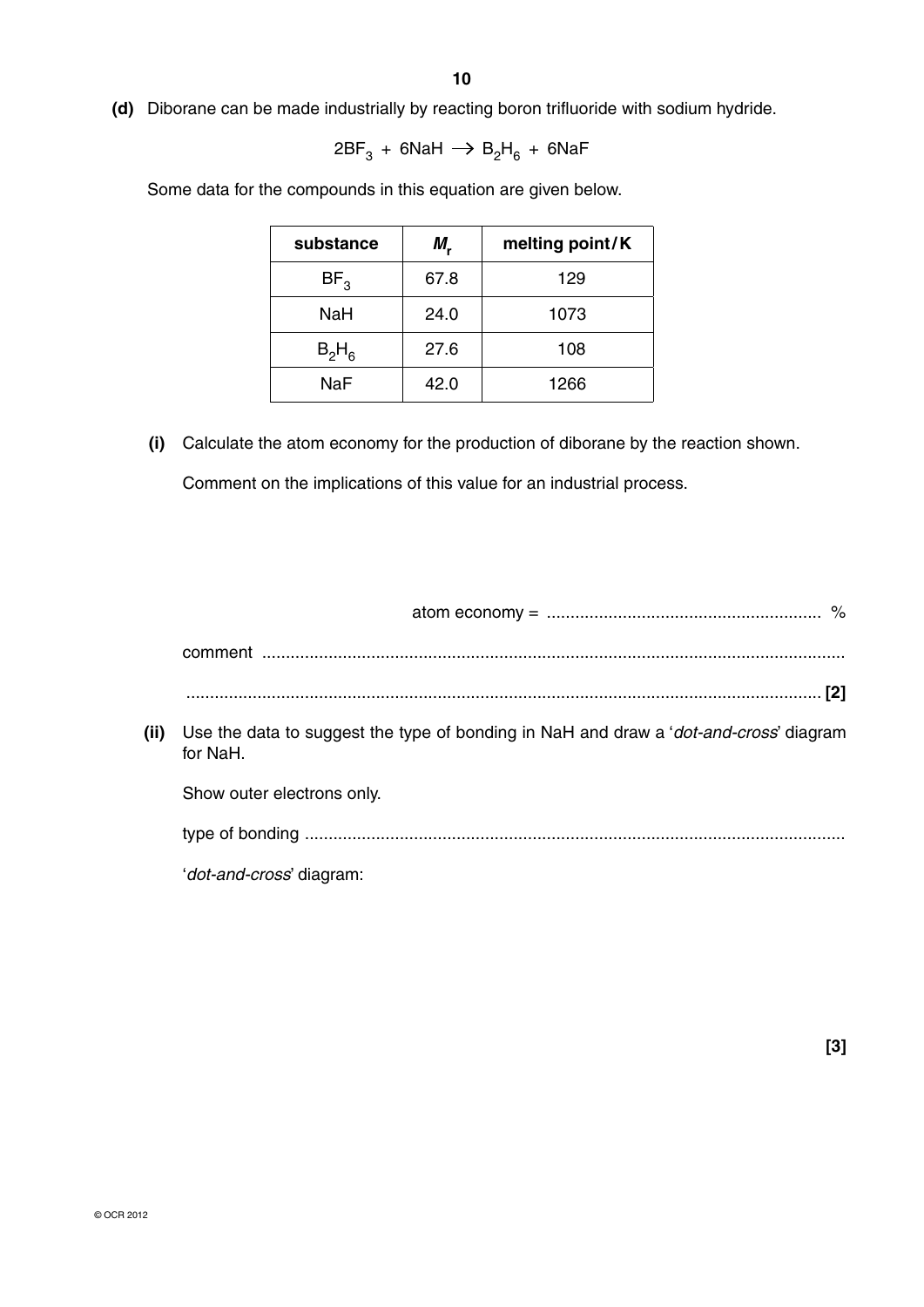**(d)** Diborane can be made industrially by reacting boron trifluoride with sodium hydride.

$$2BF_3 + 6NaH \rightarrow B_2H_6 + 6NaF$$

Some data for the compounds in this equation are given below.

| substance | $M_r$ | melting point / K |
|---|---|---|
| $BF_3$ | 67.8 | 129 |
| NaH | 24.0 | 1073 |
| $B_2H_6$ | 27.6 | 108 |
| NaF | 42.0 | 1266 |

**(i)** Calculate the atom economy for the production of diborane by the reaction shown.

Comment on the implications of this value for an industrial process.

atom economy = ........................................................ %

comment ..........................................................................................................................

.................................................................................................................................... **[2]**

**(ii)** Use the data to suggest the type of bonding in NaH and draw a '*dot-and-cross*' diagram for NaH.

Show outer electrons only.

type of bonding ................................................................................................................

'*dot-and-cross*' diagram:

**[3]**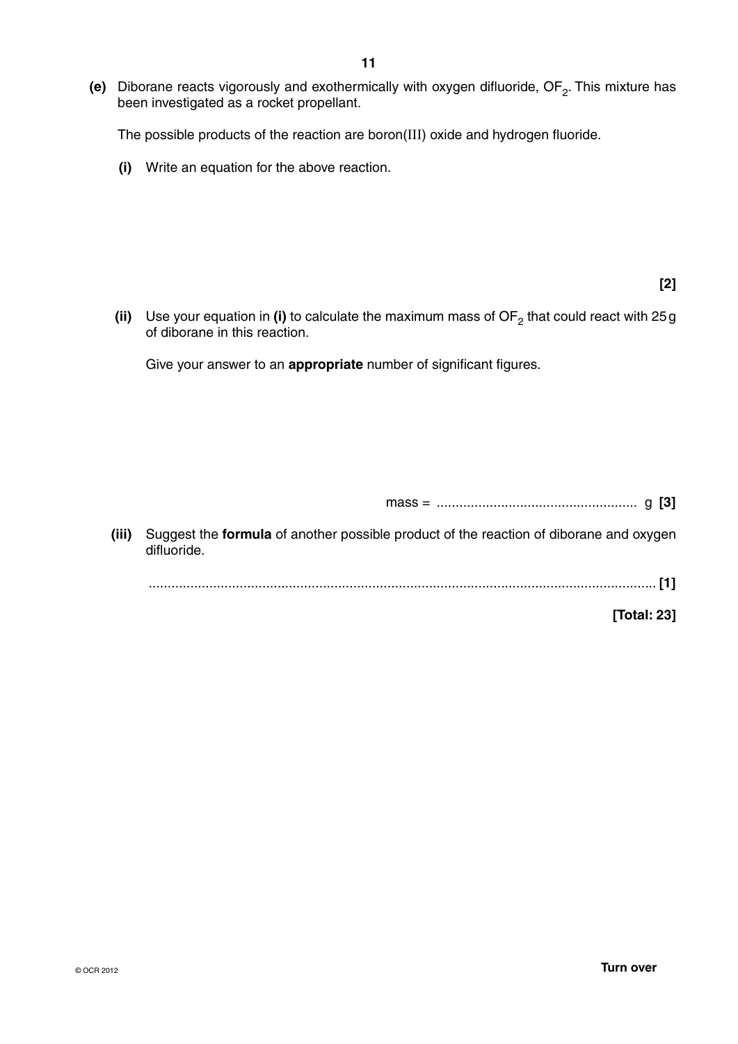**(e)** Diborane reacts vigorously and exothermically with oxygen difluoride, $OF_2$. This mixture has been investigated as a rocket propellant.

The possible products of the reaction are boron(III) oxide and hydrogen fluoride.

**(i)** Write an equation for the above reaction.

**[2]**

**(ii)** Use your equation in **(i)** to calculate the maximum mass of $OF_2$ that could react with 25 g of diborane in this reaction.

Give your answer to an **appropriate** number of significant figures.

mass = .................................................... g **[3]**

**(iii)** Suggest the **formula** of another possible product of the reaction of diborane and oxygen difluoride.

.................................................................................................................................... **[1]**

**[Total: 23]**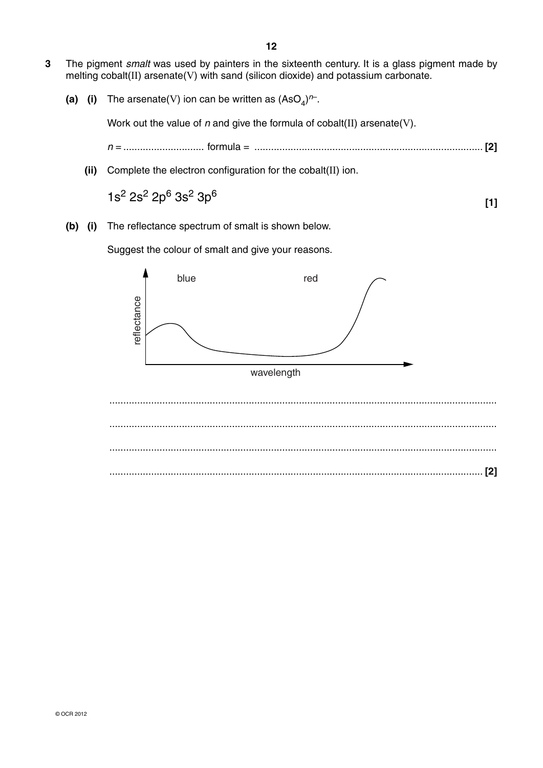**3** The pigment *smalt* was used by painters in the sixteenth century. It is a glass pigment made by melting cobalt(II) arsenate(V) with sand (silicon dioxide) and potassium carbonate.

**(a) (i)** The arsenate(V) ion can be written as $(AsO_4)^{n-}$.

Work out the value of *n* and give the formula of cobalt(II) arsenate(V).

*n* = ............................ formula = ................................................................................ **[2]**

**(ii)** Complete the electron configuration for the cobalt(II) ion.

$1s^2\ 2s^2\ 2p^6\ 3s^2\ 3p^6$ **[1]**

**(b) (i)** The reflectance spectrum of smalt is shown below.

Suggest the colour of smalt and give your reasons.

.......................................................................................................................................

.......................................................................................................................................

.......................................................................................................................................

....................................................................................................................................... **[2]**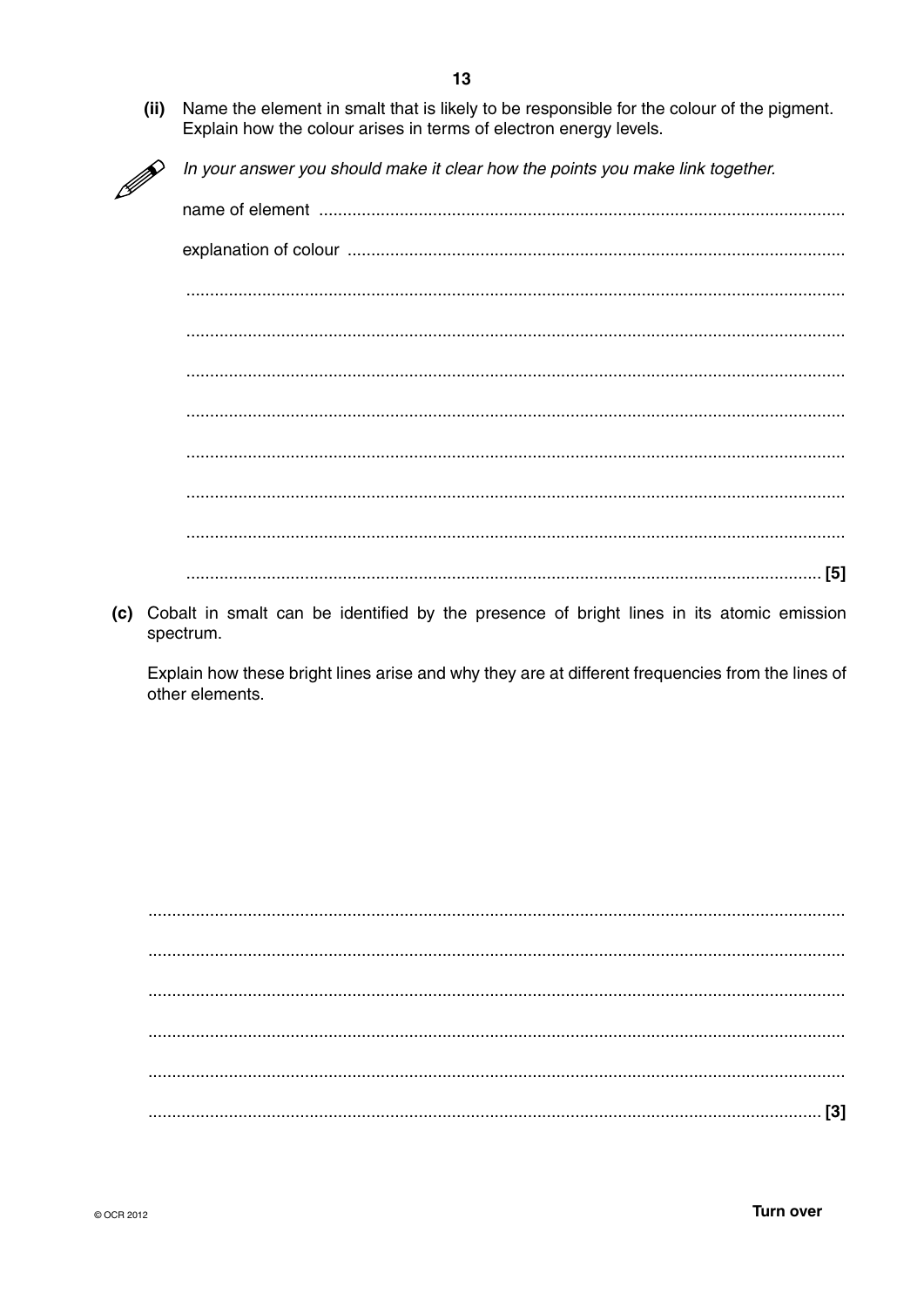**(ii)** Name the element in smalt that is likely to be responsible for the colour of the pigment. Explain how the colour arises in terms of electron energy levels.

*In your answer you should make it clear how the points you make link together.*

name of element ..............................................................................................................

explanation of colour ........................................................................................................

..........................................................................................................................................

..........................................................................................................................................

..........................................................................................................................................

..........................................................................................................................................

..........................................................................................................................................

..........................................................................................................................................

..........................................................................................................................................

.................................................................................................................................... **[5]**

**(c)** Cobalt in smalt can be identified by the presence of bright lines in its atomic emission spectrum.

Explain how these bright lines arise and why they are at different frequencies from the lines of other elements.

..........................................................................................................................................

..........................................................................................................................................

..........................................................................................................................................

..........................................................................................................................................

..........................................................................................................................................

.................................................................................................................................... **[3]**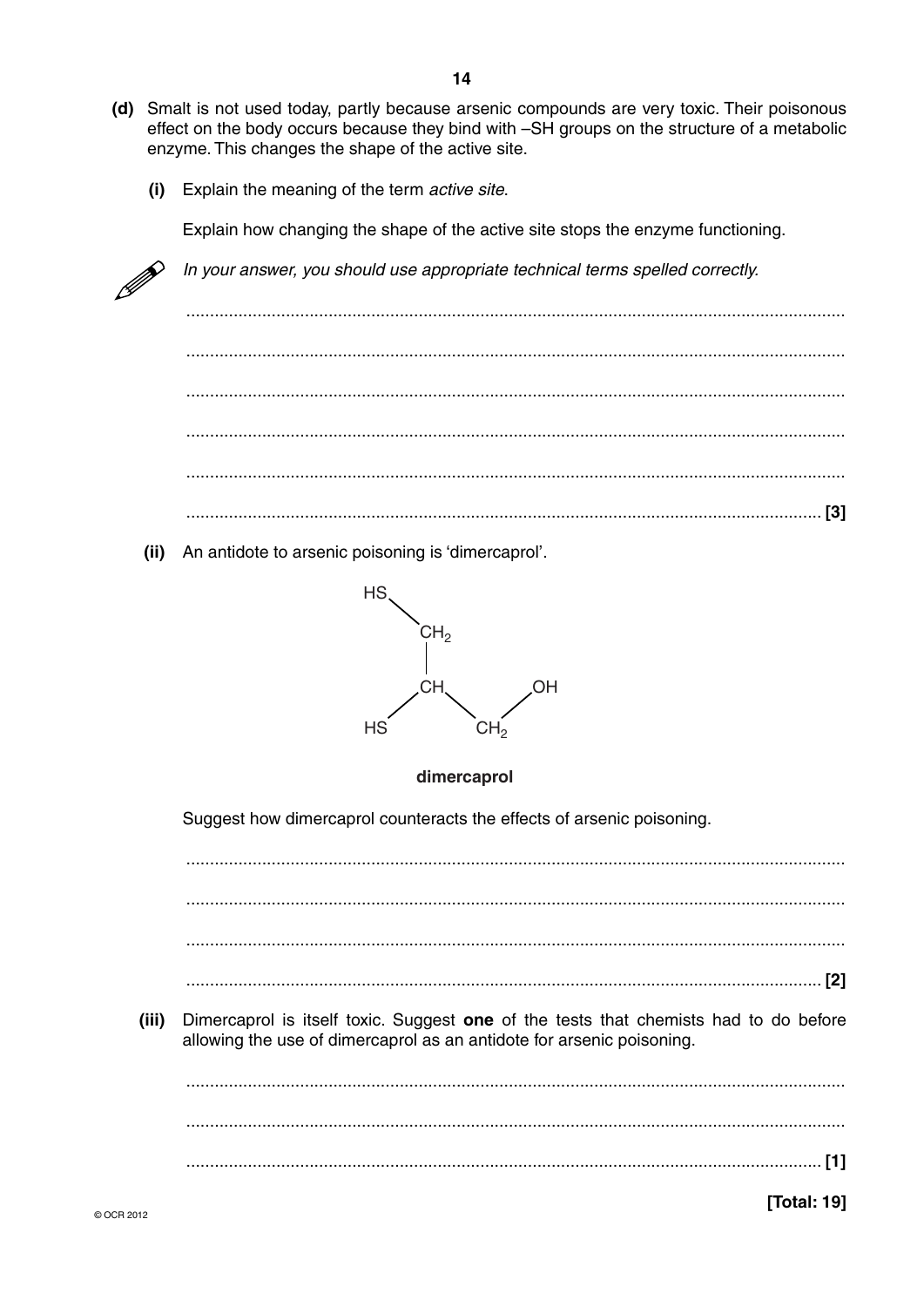**(d)** Smalt is not used today, partly because arsenic compounds are very toxic. Their poisonous effect on the body occurs because they bind with –SH groups on the structure of a metabolic enzyme. This changes the shape of the active site.

**(i)** Explain the meaning of the term *active site*.

Explain how changing the shape of the active site stops the enzyme functioning.

*In your answer, you should use appropriate technical terms spelled correctly.*

..........................................................................................................................................

..........................................................................................................................................

..........................................................................................................................................

..........................................................................................................................................

..........................................................................................................................................

.................................................................................................................................... **[3]**

**(ii)** An antidote to arsenic poisoning is 'dimercaprol'.

$HS–CH_2–CH(SH)–CH_2–OH$

**dimercaprol**

Suggest how dimercaprol counteracts the effects of arsenic poisoning.

..........................................................................................................................................

..........................................................................................................................................

..........................................................................................................................................

.................................................................................................................................... **[2]**

**(iii)** Dimercaprol is itself toxic. Suggest **one** of the tests that chemists had to do before allowing the use of dimercaprol as an antidote for arsenic poisoning.

..........................................................................................................................................

..........................................................................................................................................

.................................................................................................................................... **[1]**

**[Total: 19]**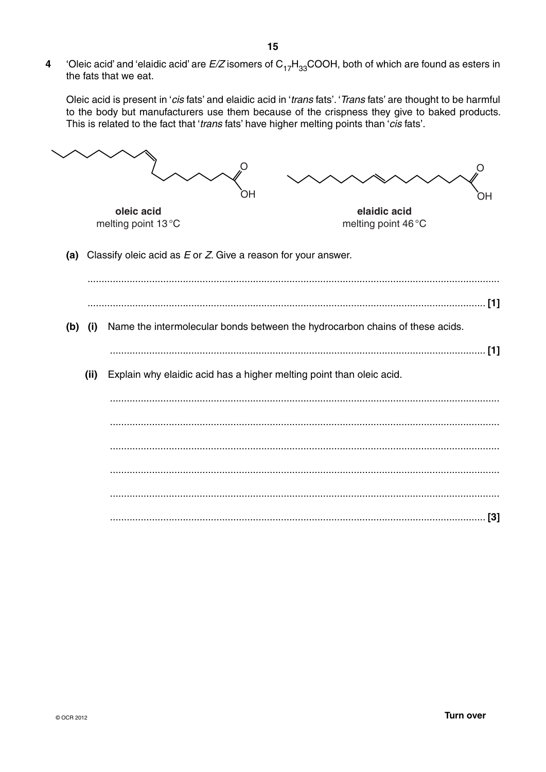**4** 'Oleic acid' and 'elaidic acid' are *E/Z* isomers of $C_{17}H_{33}COOH$, both of which are found as esters in the fats that we eat.

Oleic acid is present in '*cis* fats' and elaidic acid in '*trans* fats'. '*Trans* fats' are thought to be harmful to the body but manufacturers use them because of the crispness they give to baked products. This is related to the fact that '*trans* fats' have higher melting points than '*cis* fats'.

**oleic acid**
melting point 13 °C

**elaidic acid**
melting point 46 °C

**(a)** Classify oleic acid as *E* or *Z*. Give a reason for your answer.

.......................................................................................................................................

....................................................................................................................................... **[1]**

**(b) (i)** Name the intermolecular bonds between the hydrocarbon chains of these acids.

....................................................................................................................................... **[1]**

**(ii)** Explain why elaidic acid has a higher melting point than oleic acid.

.......................................................................................................................................

.......................................................................................................................................

.......................................................................................................................................

.......................................................................................................................................

.......................................................................................................................................

....................................................................................................................................... **[3]**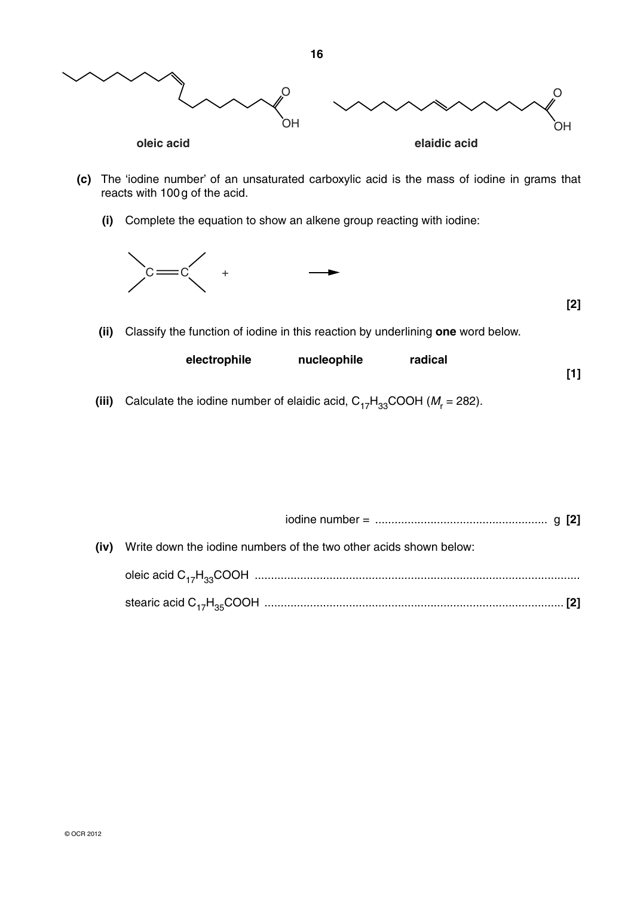oleic acid

elaidic acid

**(c)** The 'iodine number' of an unsaturated carboxylic acid is the mass of iodine in grams that reacts with 100 g of the acid.

**(i)** Complete the equation to show an alkene group reacting with iodine:

$$>C=C< \quad + \qquad\qquad \longrightarrow$$

**[2]**

**(ii)** Classify the function of iodine in this reaction by underlining **one** word below.

**electrophile** &nbsp;&nbsp;&nbsp;&nbsp; **nucleophile** &nbsp;&nbsp;&nbsp;&nbsp; **radical**

**[1]**

**(iii)** Calculate the iodine number of elaidic acid, $C_{17}H_{33}COOH$ ($M_r$ = 282).

iodine number = .................................................... g **[2]**

**(iv)** Write down the iodine numbers of the two other acids shown below:

oleic acid $C_{17}H_{33}COOH$ ....................................................................................................

stearic acid $C_{17}H_{35}COOH$ .......................................................................................... **[2]**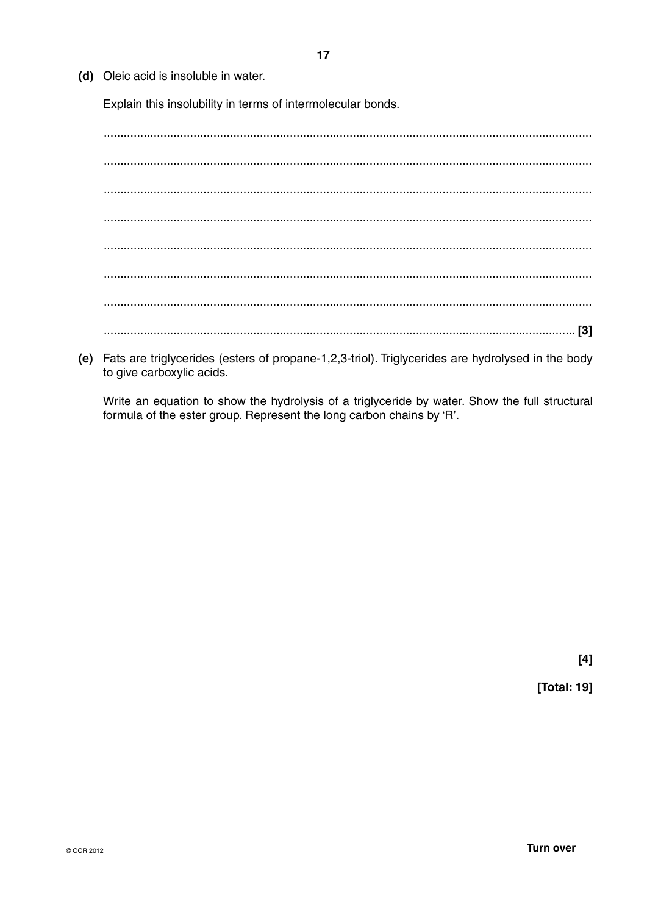**(d)** Oleic acid is insoluble in water.

Explain this insolubility in terms of intermolecular bonds.

..........................................................................................................................................

..........................................................................................................................................

..........................................................................................................................................

..........................................................................................................................................

..........................................................................................................................................

..........................................................................................................................................

..........................................................................................................................................

.................................................................................................................................... [3]

**(e)** Fats are triglycerides (esters of propane-1,2,3-triol). Triglycerides are hydrolysed in the body to give carboxylic acids.

Write an equation to show the hydrolysis of a triglyceride by water. Show the full structural formula of the ester group. Represent the long carbon chains by 'R'.

**[4]**

**[Total: 19]**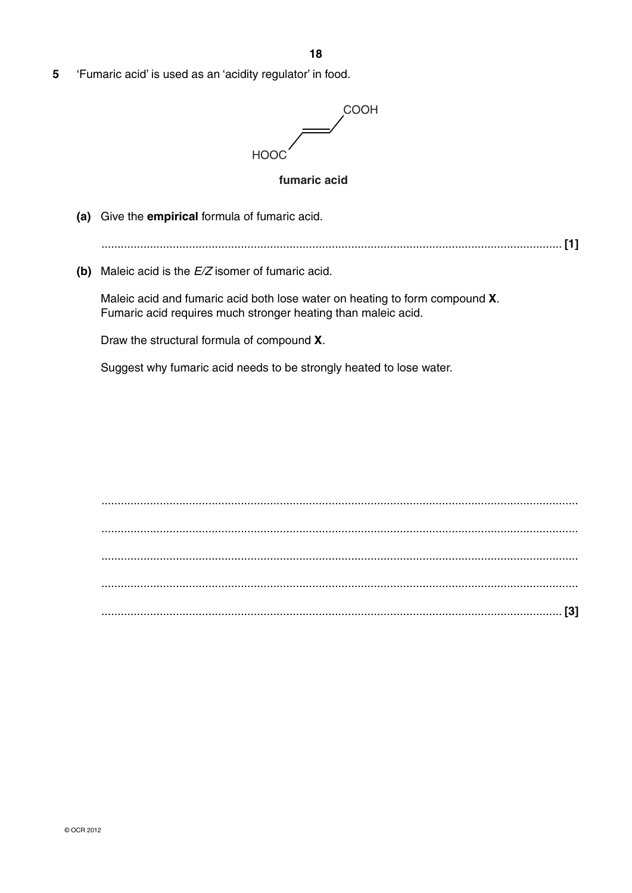**5** 'Fumaric acid' is used as an 'acidity regulator' in food.

HOOC–CH=CH–COOH

**fumaric acid**

**(a)** Give the **empirical** formula of fumaric acid.

.......................................................................................................................................... **[1]**

**(b)** Maleic acid is the *E/Z* isomer of fumaric acid.

Maleic acid and fumaric acid both lose water on heating to form compound **X**.
Fumaric acid requires much stronger heating than maleic acid.

Draw the structural formula of compound **X**.

Suggest why fumaric acid needs to be strongly heated to lose water.

..........................................................................................................................................

..........................................................................................................................................

..........................................................................................................................................

..........................................................................................................................................

.......................................................................................................................................... **[3]**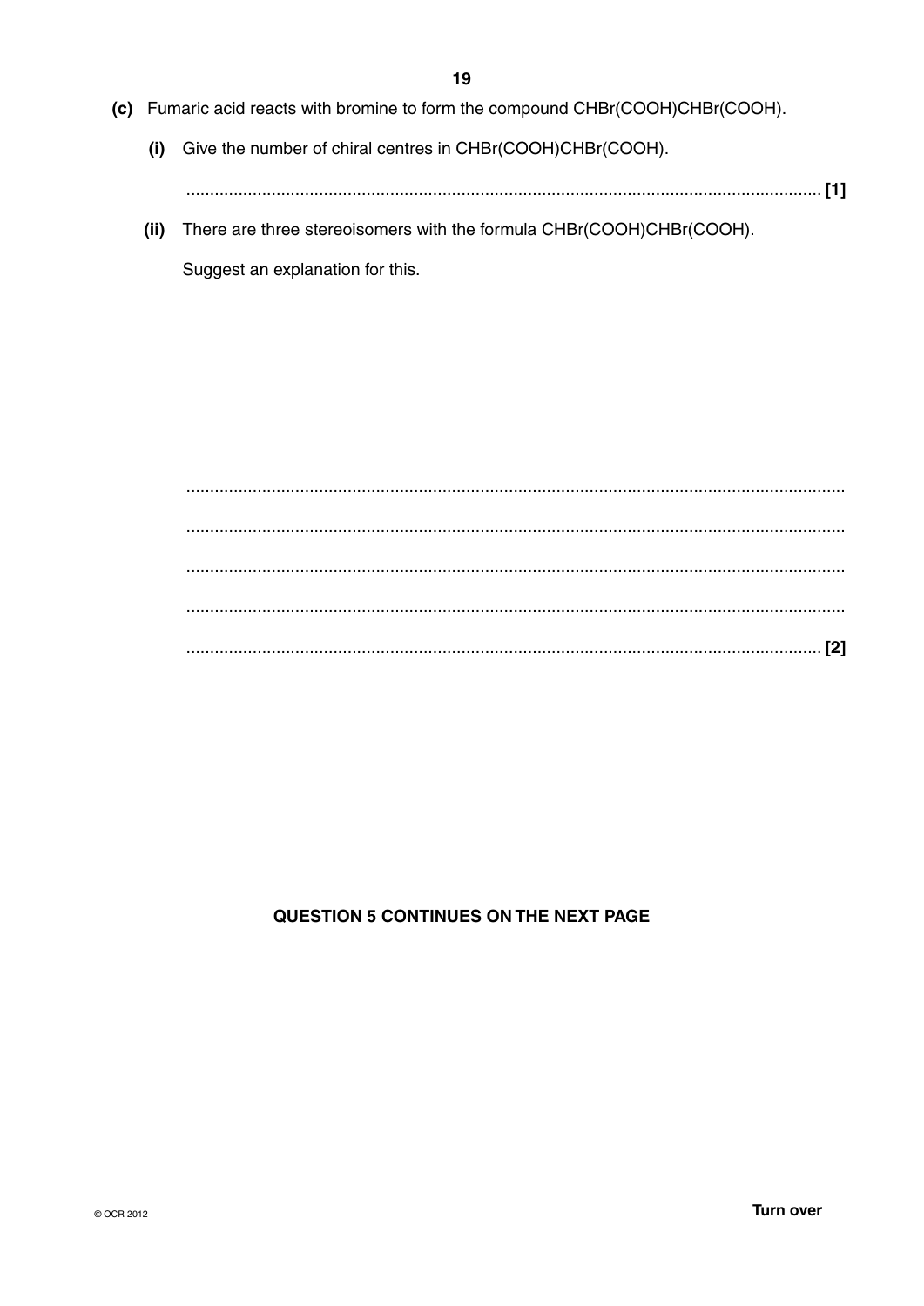(c) Fumaric acid reacts with bromine to form the compound CHBr(COOH)CHBr(COOH).

(i) Give the number of chiral centres in CHBr(COOH)CHBr(COOH).

.......................................................................................................................................... [1]

(ii) There are three stereoisomers with the formula CHBr(COOH)CHBr(COOH).

Suggest an explanation for this.

..........................................................................................................................................

..........................................................................................................................................

..........................................................................................................................................

..........................................................................................................................................

.......................................................................................................................................... [2]

**QUESTION 5 CONTINUES ON THE NEXT PAGE**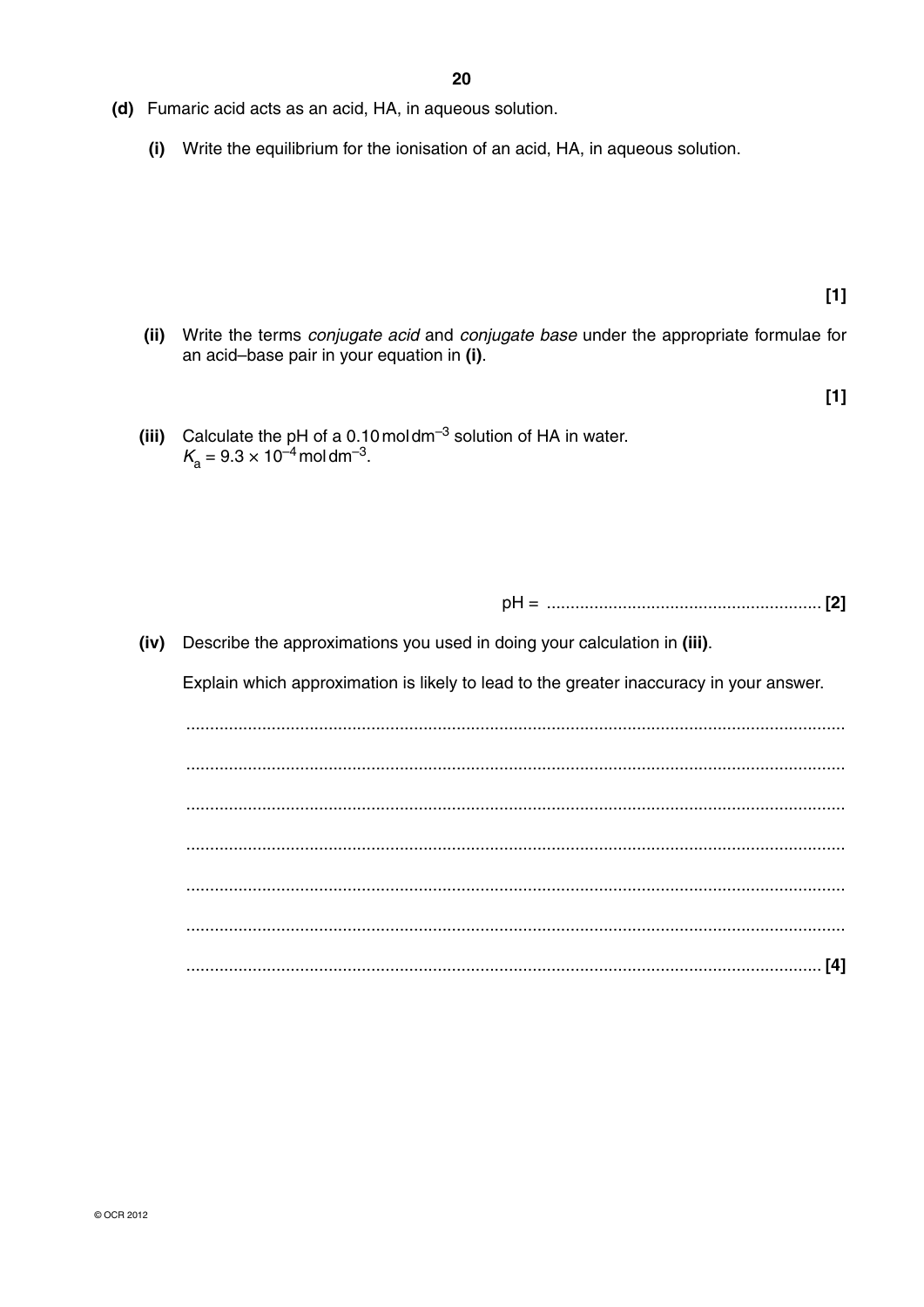**(d)** Fumaric acid acts as an acid, HA, in aqueous solution.

**(i)** Write the equilibrium for the ionisation of an acid, HA, in aqueous solution.

**[1]**

**(ii)** Write the terms *conjugate acid* and *conjugate base* under the appropriate formulae for an acid–base pair in your equation in **(i)**.

**[1]**

**(iii)** Calculate the pH of a 0.10 mol dm$^{-3}$ solution of HA in water.
$K_a = 9.3 \times 10^{-4}$ mol dm$^{-3}$.

pH = .......................................................... **[2]**

**(iv)** Describe the approximations you used in doing your calculation in **(iii)**.

Explain which approximation is likely to lead to the greater inaccuracy in your answer.

..........................................................................................................................................

..........................................................................................................................................

..........................................................................................................................................

..........................................................................................................................................

..........................................................................................................................................

..........................................................................................................................................

...................................................................................................................................... **[4]**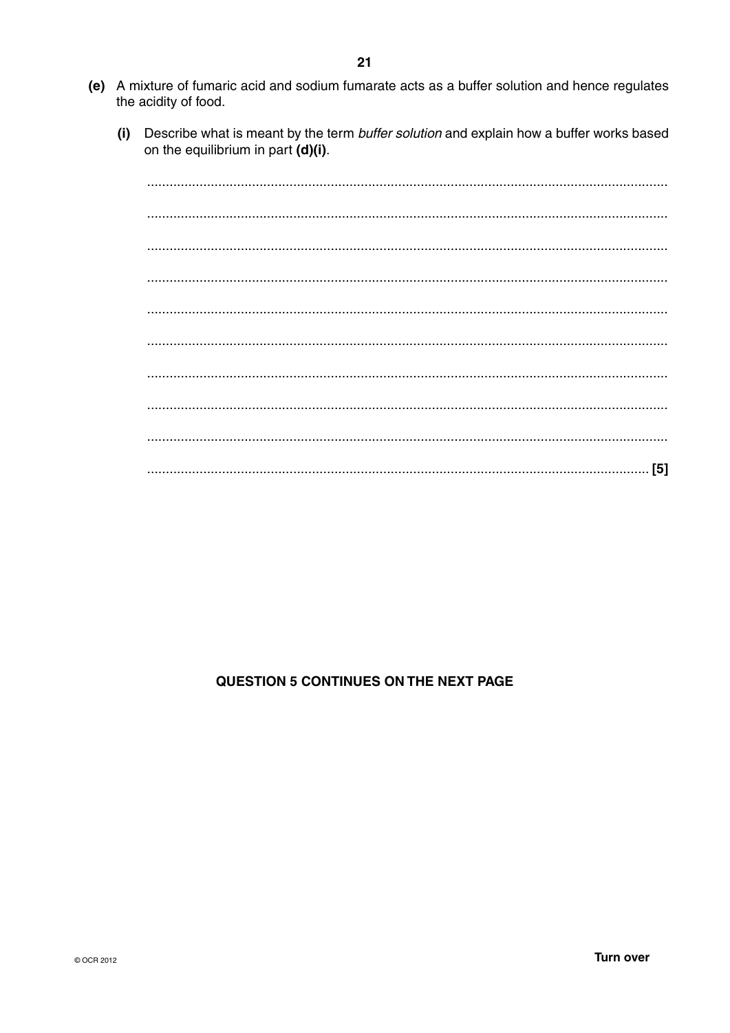**(e)** A mixture of fumaric acid and sodium fumarate acts as a buffer solution and hence regulates the acidity of food.

**(i)** Describe what is meant by the term *buffer solution* and explain how a buffer works based on the equilibrium in part **(d)(i)**.

..........................................................................................................................................

..........................................................................................................................................

..........................................................................................................................................

..........................................................................................................................................

..........................................................................................................................................

..........................................................................................................................................

..........................................................................................................................................

..........................................................................................................................................

..........................................................................................................................................

...................................................................................................................................... [5]

**QUESTION 5 CONTINUES ON THE NEXT PAGE**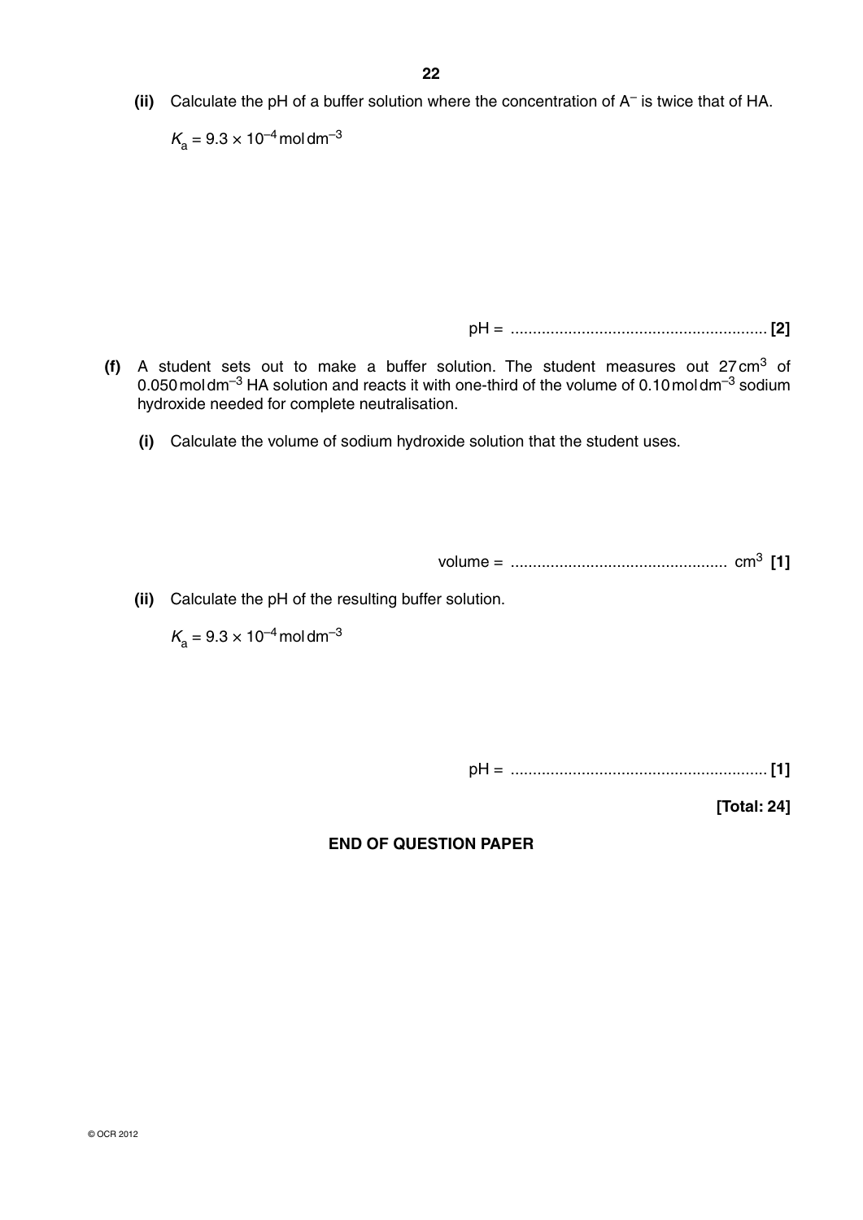**(ii)** Calculate the pH of a buffer solution where the concentration of $A^-$ is twice that of HA.

$K_a = 9.3 \times 10^{-4}\,\text{mol dm}^{-3}$

pH = ......................................................... **[2]**

**(f)** A student sets out to make a buffer solution. The student measures out 27 $\text{cm}^3$ of 0.050 $\text{mol dm}^{-3}$ HA solution and reacts it with one-third of the volume of 0.10 $\text{mol dm}^{-3}$ sodium hydroxide needed for complete neutralisation.

**(i)** Calculate the volume of sodium hydroxide solution that the student uses.

volume = ................................................ $\text{cm}^3$ **[1]**

**(ii)** Calculate the pH of the resulting buffer solution.

$K_a = 9.3 \times 10^{-4}\,\text{mol dm}^{-3}$

pH = ......................................................... **[1]**

**[Total: 24]**

**END OF QUESTION PAPER**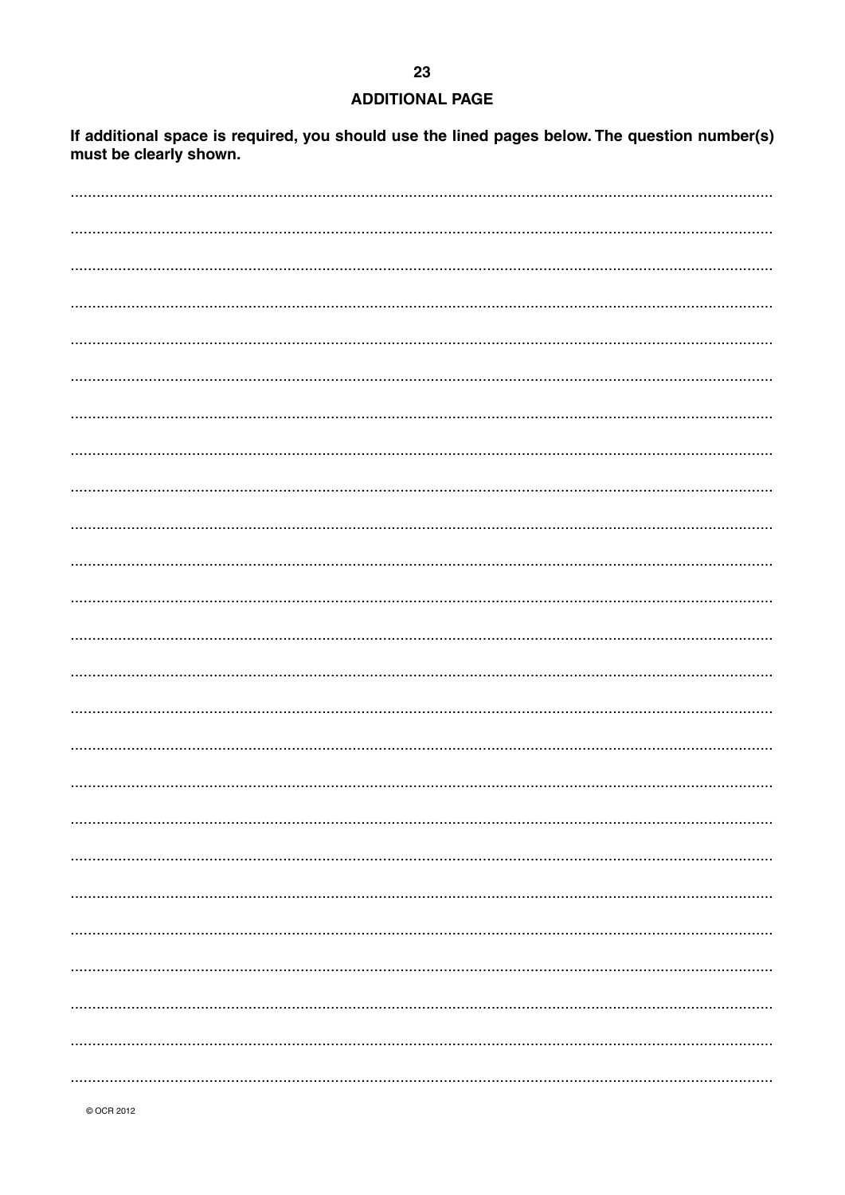## ADDITIONAL PAGE

**If additional space is required, you should use the lined pages below. The question number(s) must be clearly shown.**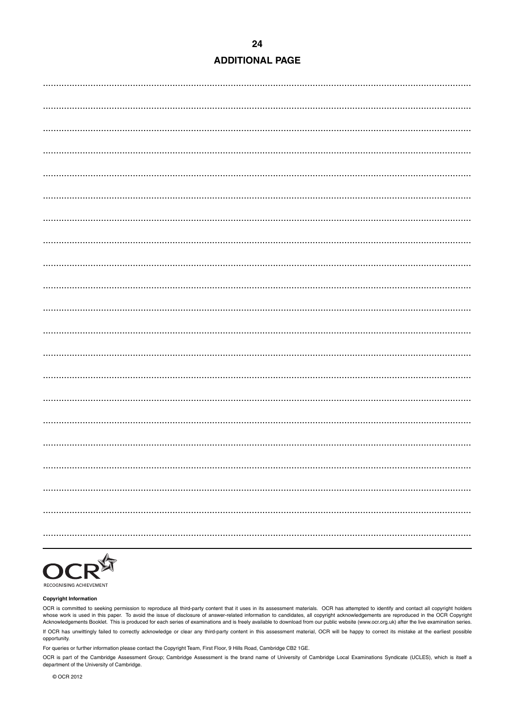## ADDITIONAL PAGE

OCR

RECOGNISING ACHIEVEMENT

**Copyright Information**

OCR is committed to seeking permission to reproduce all third-party content that it uses in its assessment materials. OCR has attempted to identify and contact all copyright holders whose work is used in this paper. To avoid the issue of disclosure of answer-related information to candidates, all copyright acknowledgements are reproduced in the OCR Copyright Acknowledgements Booklet. This is produced for each series of examinations and is freely available to download from our public website (www.ocr.org.uk) after the live examination series.

If OCR has unwittingly failed to correctly acknowledge or clear any third-party content in this assessment material, OCR will be happy to correct its mistake at the earliest possible opportunity.

For queries or further information please contact the Copyright Team, First Floor, 9 Hills Road, Cambridge CB2 1GE.

OCR is part of the Cambridge Assessment Group; Cambridge Assessment is the brand name of University of Cambridge Local Examinations Syndicate (UCLES), which is itself a department of the University of Cambridge.

© OCR 2012